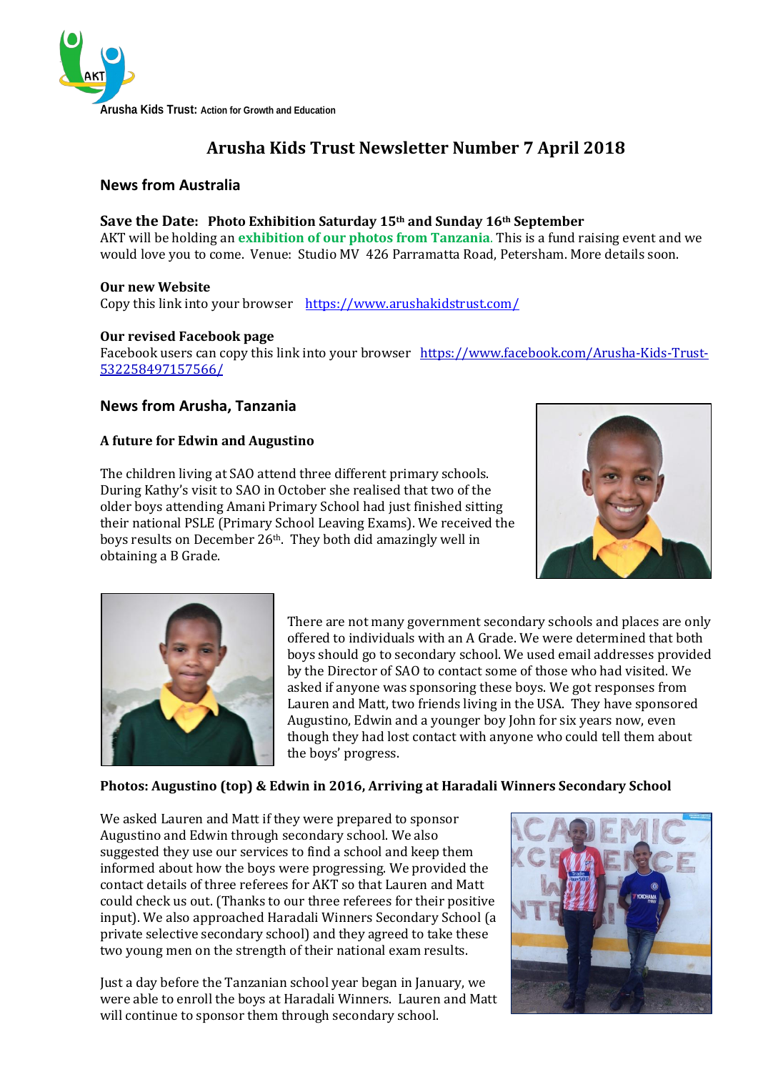Arusha Kids Trust: Action for Growth and Education

# Arusha Kids Trust Newsletter Number 7 April 2018

## News from Australia

### Save the Date: Photo Exhibition Saturday 15th and Sunday 16th September

AKT will be holding an **exhibition of our photos from Tanzania**. This is a fund raising event and we would love you to come. Venue: Studio MV 426 Parramatta Road, Petersham. More details soon.

**Our new Website**

Copy this link into your browser https://www.arushakidstrust.com/

**Our revised Facebook page**

Facebook users can copy this link into your browser https://www.facebook.com/Arusha-Kids-Trust-532258497157566/

## News from Arusha, Tanzania

### A future for Edwin and Augustino

The children living at SAO attend three different primary schools. During Kathy's visit to SAO in October she realised that two of the older boys attending Amani Primary School had just finished sitting their national PSLE (Primary School Leaving Exams). We received the boys results on December 26th. They both did amazingly well in obtaining a B Grade.

There are not many government secondary schools and places are only offered to individuals with an A Grade. We were determined that both boys should go to secondary school. We used email addresses provided by the Director of SAO to contact some of those who had visited. We asked if anyone was sponsoring these boys. We got responses from Lauren and Matt, two friends living in the USA. They have sponsored Augustino, Edwin and a younger boy John for six years now, even though they had lost contact with anyone who could tell them about the boys' progress.

**Photos: Augustino (top) & Edwin in 2016, Arriving at Haradali Winners Secondary School**

We asked Lauren and Matt if they were prepared to sponsor Augustino and Edwin through secondary school. We also suggested they use our services to find a school and keep them informed about how the boys were progressing. We provided the contact details of three referees for AKT so that Lauren and Matt could check us out. (Thanks to our three referees for their positive input). We also approached Haradali Winners Secondary School (a private selective secondary school) and they agreed to take these two young men on the strength of their national exam results.

Just a day before the Tanzanian school year began in January, we were able to enroll the boys at Haradali Winners. Lauren and Matt will continue to sponsor them through secondary school.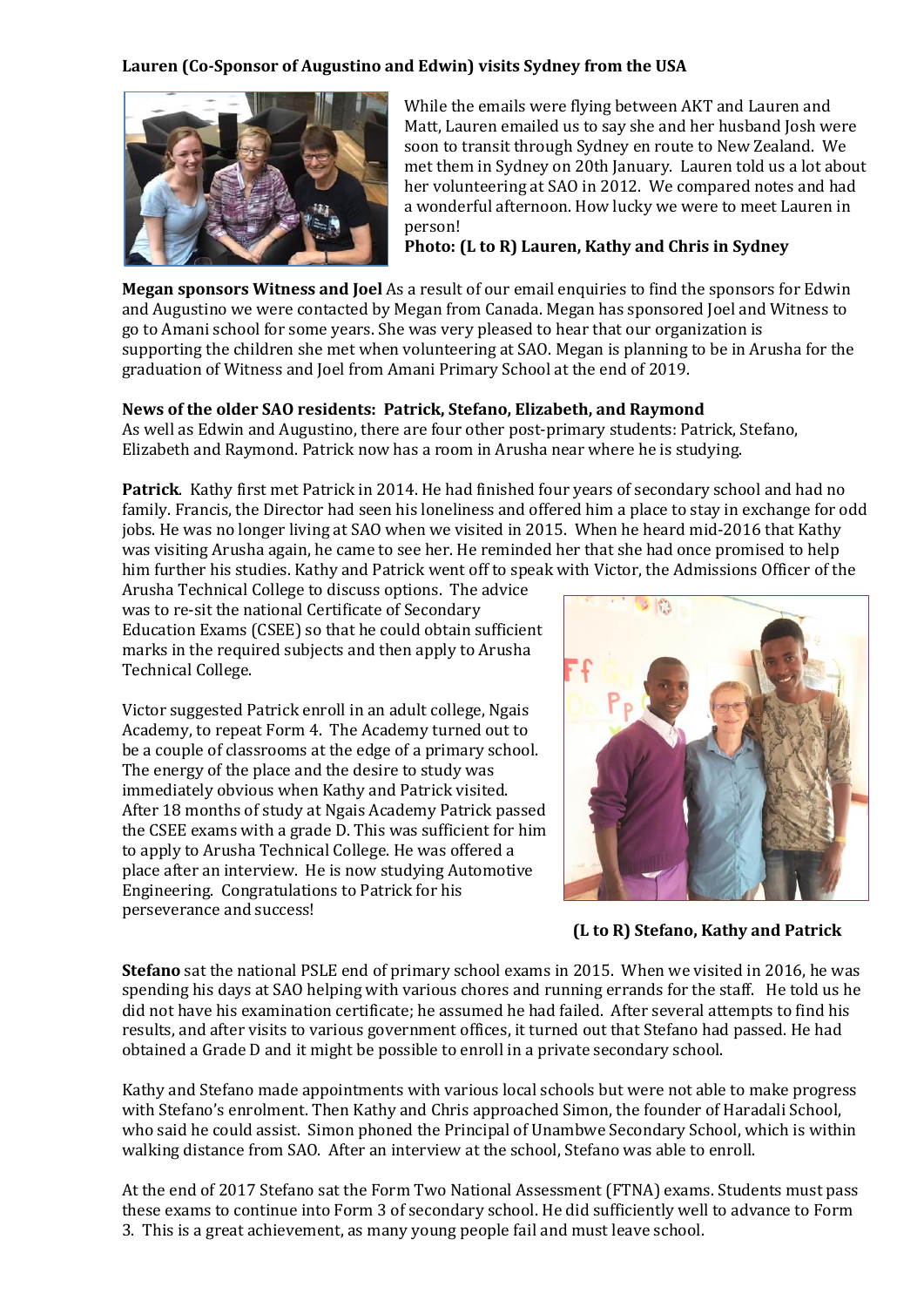**Lauren (Co-Sponsor of Augustino and Edwin) visits Sydney from the USA**

While the emails were flying between AKT and Lauren and Matt, Lauren emailed us to say she and her husband Josh were soon to transit through Sydney en route to New Zealand. We met them in Sydney on 20th January. Lauren told us a lot about her volunteering at SAO in 2012. We compared notes and had a wonderful afternoon. How lucky we were to meet Lauren in person!

**Photo: (L to R) Lauren, Kathy and Chris in Sydney**

**Megan sponsors Witness and Joel** As a result of our email enquiries to find the sponsors for Edwin and Augustino we were contacted by Megan from Canada. Megan has sponsored Joel and Witness to go to Amani school for some years. She was very pleased to hear that our organization is supporting the children she met when volunteering at SAO. Megan is planning to be in Arusha for the graduation of Witness and Joel from Amani Primary School at the end of 2019.

**News of the older SAO residents: Patrick, Stefano, Elizabeth, and Raymond**

As well as Edwin and Augustino, there are four other post-primary students: Patrick, Stefano, Elizabeth and Raymond. Patrick now has a room in Arusha near where he is studying.

**Patrick**. Kathy first met Patrick in 2014. He had finished four years of secondary school and had no family. Francis, the Director had seen his loneliness and offered him a place to stay in exchange for odd jobs. He was no longer living at SAO when we visited in 2015. When he heard mid-2016 that Kathy was visiting Arusha again, he came to see her. He reminded her that she had once promised to help him further his studies. Kathy and Patrick went off to speak with Victor, the Admissions Officer of the Arusha Technical College to discuss options. The advice was to re-sit the national Certificate of Secondary Education Exams (CSEE) so that he could obtain sufficient marks in the required subjects and then apply to Arusha Technical College.

Victor suggested Patrick enroll in an adult college, Ngais Academy, to repeat Form 4. The Academy turned out to be a couple of classrooms at the edge of a primary school. The energy of the place and the desire to study was immediately obvious when Kathy and Patrick visited. After 18 months of study at Ngais Academy Patrick passed the CSEE exams with a grade D. This was sufficient for him to apply to Arusha Technical College. He was offered a place after an interview. He is now studying Automotive Engineering. Congratulations to Patrick for his perseverance and success!

**(L to R) Stefano, Kathy and Patrick**

**Stefano** sat the national PSLE end of primary school exams in 2015. When we visited in 2016, he was spending his days at SAO helping with various chores and running errands for the staff. He told us he did not have his examination certificate; he assumed he had failed. After several attempts to find his results, and after visits to various government offices, it turned out that Stefano had passed. He had obtained a Grade D and it might be possible to enroll in a private secondary school.

Kathy and Stefano made appointments with various local schools but were not able to make progress with Stefano's enrolment. Then Kathy and Chris approached Simon, the founder of Haradali School, who said he could assist. Simon phoned the Principal of Unambwe Secondary School, which is within walking distance from SAO. After an interview at the school, Stefano was able to enroll.

At the end of 2017 Stefano sat the Form Two National Assessment (FTNA) exams. Students must pass these exams to continue into Form 3 of secondary school. He did sufficiently well to advance to Form 3. This is a great achievement, as many young people fail and must leave school.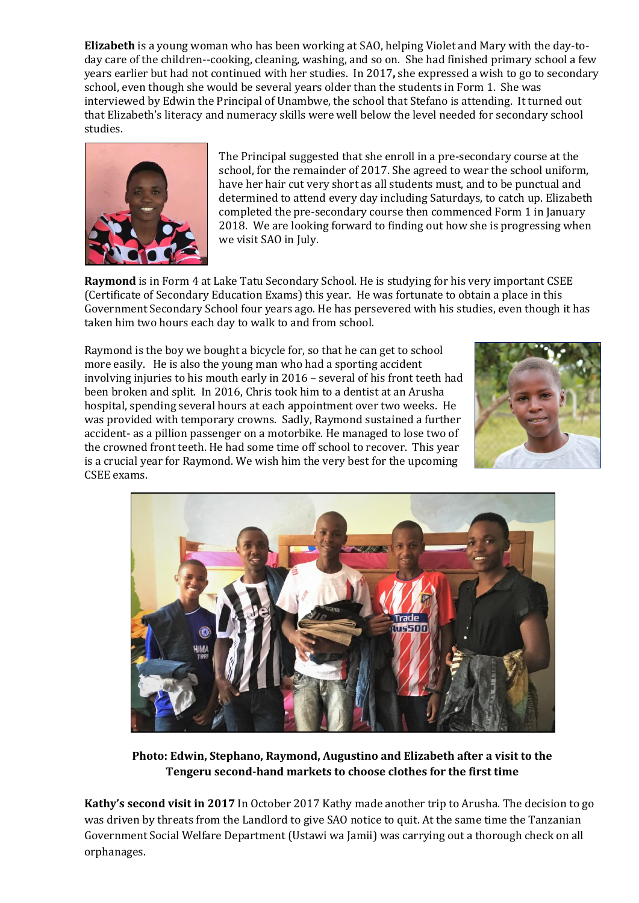**Elizabeth** is a young woman who has been working at SAO, helping Violet and Mary with the day-to-day care of the children--cooking, cleaning, washing, and so on. She had finished primary school a few years earlier but had not continued with her studies. In 2017**,** she expressed a wish to go to secondary school, even though she would be several years older than the students in Form 1. She was interviewed by Edwin the Principal of Unambwe, the school that Stefano is attending. It turned out that Elizabeth's literacy and numeracy skills were well below the level needed for secondary school studies.

The Principal suggested that she enroll in a pre-secondary course at the school, for the remainder of 2017. She agreed to wear the school uniform, have her hair cut very short as all students must, and to be punctual and determined to attend every day including Saturdays, to catch up. Elizabeth completed the pre-secondary course then commenced Form 1 in January 2018. We are looking forward to finding out how she is progressing when we visit SAO in July.

**Raymond** is in Form 4 at Lake Tatu Secondary School. He is studying for his very important CSEE (Certificate of Secondary Education Exams) this year. He was fortunate to obtain a place in this Government Secondary School four years ago. He has persevered with his studies, even though it has taken him two hours each day to walk to and from school.

Raymond is the boy we bought a bicycle for, so that he can get to school more easily. He is also the young man who had a sporting accident involving injuries to his mouth early in 2016 – several of his front teeth had been broken and split. In 2016, Chris took him to a dentist at an Arusha hospital, spending several hours at each appointment over two weeks. He was provided with temporary crowns. Sadly, Raymond sustained a further accident- as a pillion passenger on a motorbike. He managed to lose two of the crowned front teeth. He had some time off school to recover. This year is a crucial year for Raymond. We wish him the very best for the upcoming CSEE exams.

**Photo: Edwin, Stephano, Raymond, Augustino and Elizabeth after a visit to the Tengeru second-hand markets to choose clothes for the first time**

**Kathy's second visit in 2017** In October 2017 Kathy made another trip to Arusha. The decision to go was driven by threats from the Landlord to give SAO notice to quit. At the same time the Tanzanian Government Social Welfare Department (Ustawi wa Jamii) was carrying out a thorough check on all orphanages.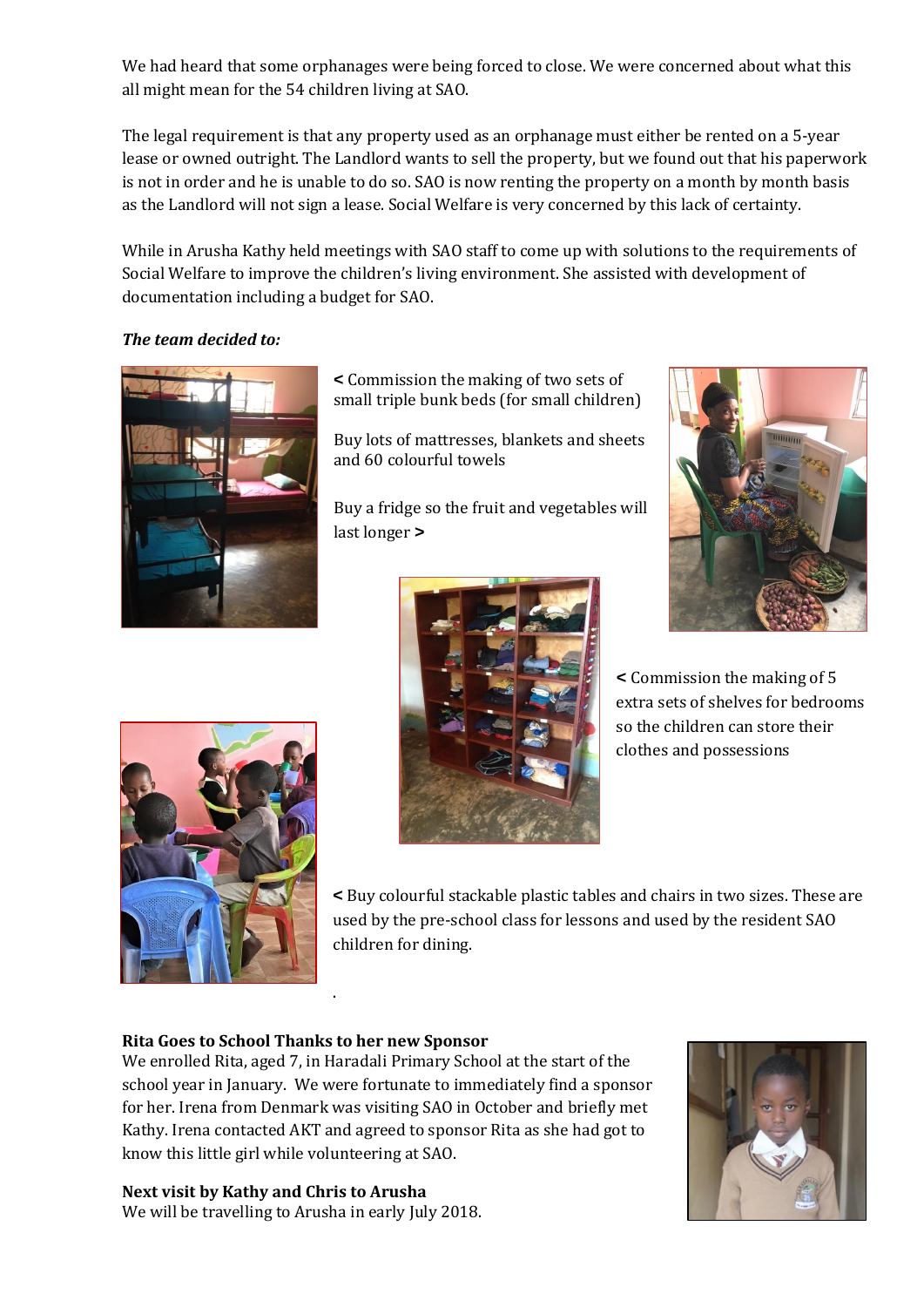We had heard that some orphanages were being forced to close. We were concerned about what this all might mean for the 54 children living at SAO.

The legal requirement is that any property used as an orphanage must either be rented on a 5-year lease or owned outright. The Landlord wants to sell the property, but we found out that his paperwork is not in order and he is unable to do so. SAO is now renting the property on a month by month basis as the Landlord will not sign a lease. Social Welfare is very concerned by this lack of certainty.

While in Arusha Kathy held meetings with SAO staff to come up with solutions to the requirements of Social Welfare to improve the children's living environment. She assisted with development of documentation including a budget for SAO.

***The team decided to:***

**<** Commission the making of two sets of small triple bunk beds (for small children)

Buy lots of mattresses, blankets and sheets and 60 colourful towels

Buy a fridge so the fruit and vegetables will last longer **>**

**<** Commission the making of 5 extra sets of shelves for bedrooms so the children can store their clothes and possessions

**<** Buy colourful stackable plastic tables and chairs in two sizes. These are used by the pre-school class for lessons and used by the resident SAO children for dining.

.

**Rita Goes to School Thanks to her new Sponsor**
We enrolled Rita, aged 7, in Haradali Primary School at the start of the school year in January. We were fortunate to immediately find a sponsor for her. Irena from Denmark was visiting SAO in October and briefly met Kathy. Irena contacted AKT and agreed to sponsor Rita as she had got to know this little girl while volunteering at SAO.

**Next visit by Kathy and Chris to Arusha**
We will be travelling to Arusha in early July 2018.